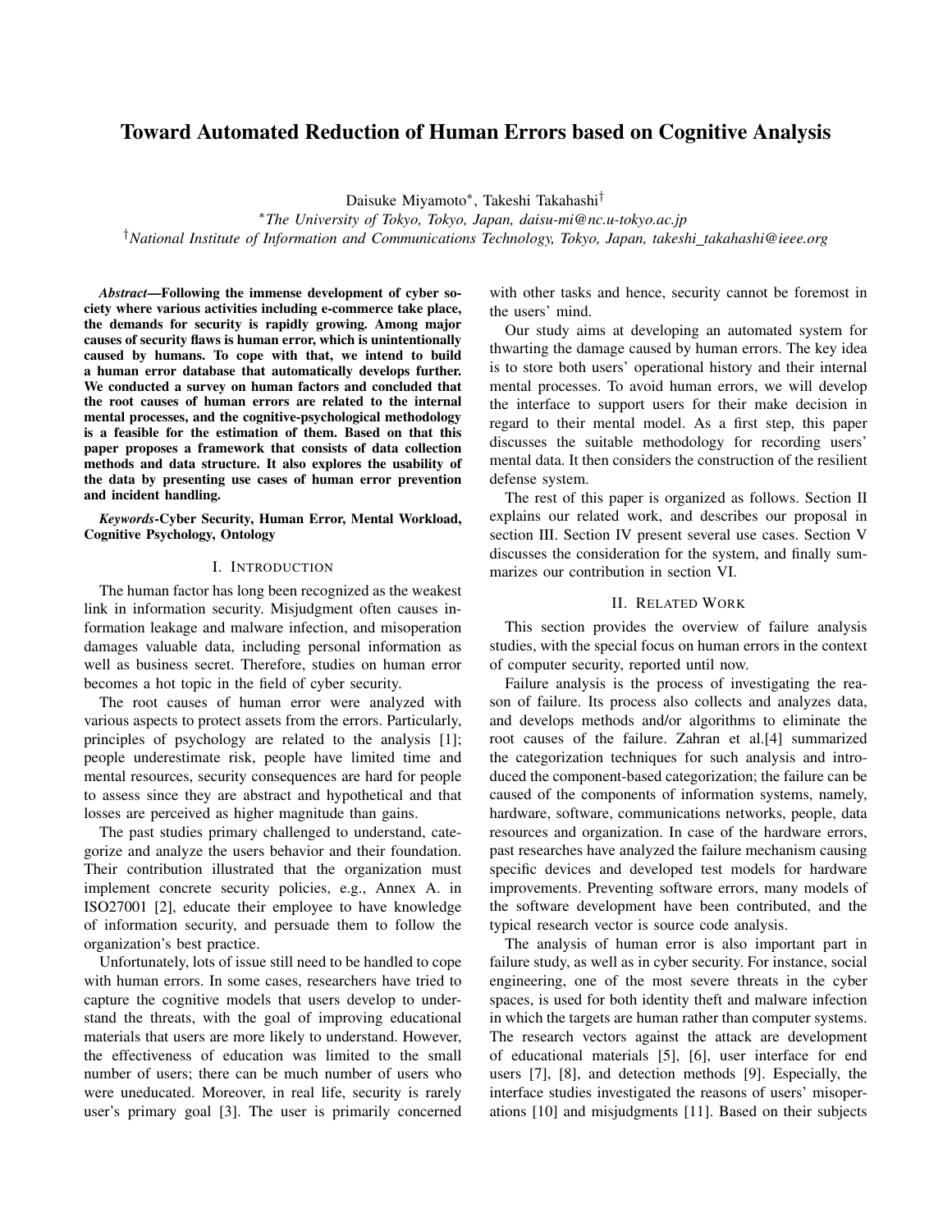# Toward Automated Reduction of Human Errors based on Cognitive Analysis

Daisuke Miyamoto[*], Takeshi Takahashi[†]

[*]*The University of Tokyo, Tokyo, Japan, daisu-mi@nc.u-tokyo.ac.jp*

[†]*National Institute of Information and Communications Technology, Tokyo, Japan, takeshi_takahashi@ieee.org*

***Abstract*—Following the immense development of cyber society where various activities including e-commerce take place, the demands for security is rapidly growing. Among major causes of security flaws is human error, which is unintentionally caused by humans. To cope with that, we intend to build a human error database that automatically develops further. We conducted a survey on human factors and concluded that the root causes of human errors are related to the internal mental processes, and the cognitive-psychological methodology is a feasible for the estimation of them. Based on that this paper proposes a framework that consists of data collection methods and data structure. It also explores the usability of the data by presenting use cases of human error prevention and incident handling.**

***Keywords*-Cyber Security, Human Error, Mental Workload, Cognitive Psychology, Ontology**

## I. Introduction

The human factor has long been recognized as the weakest link in information security. Misjudgment often causes information leakage and malware infection, and misoperation damages valuable data, including personal information as well as business secret. Therefore, studies on human error becomes a hot topic in the field of cyber security.

The root causes of human error were analyzed with various aspects to protect assets from the errors. Particularly, principles of psychology are related to the analysis [1]; people underestimate risk, people have limited time and mental resources, security consequences are hard for people to assess since they are abstract and hypothetical and that losses are perceived as higher magnitude than gains.

The past studies primary challenged to understand, categorize and analyze the users behavior and their foundation. Their contribution illustrated that the organization must implement concrete security policies, e.g., Annex A. in ISO27001 [2], educate their employee to have knowledge of information security, and persuade them to follow the organization's best practice.

Unfortunately, lots of issue still need to be handled to cope with human errors. In some cases, researchers have tried to capture the cognitive models that users develop to understand the threats, with the goal of improving educational materials that users are more likely to understand. However, the effectiveness of education was limited to the small number of users; there can be much number of users who were uneducated. Moreover, in real life, security is rarely user's primary goal [3]. The user is primarily concerned with other tasks and hence, security cannot be foremost in the users' mind.

Our study aims at developing an automated system for thwarting the damage caused by human errors. The key idea is to store both users' operational history and their internal mental processes. To avoid human errors, we will develop the interface to support users for their make decision in regard to their mental model. As a first step, this paper discusses the suitable methodology for recording users' mental data. It then considers the construction of the resilient defense system.

The rest of this paper is organized as follows. Section II explains our related work, and describes our proposal in section III. Section IV present several use cases. Section V discusses the consideration for the system, and finally summarizes our contribution in section VI.

## II. Related Work

This section provides the overview of failure analysis studies, with the special focus on human errors in the context of computer security, reported until now.

Failure analysis is the process of investigating the reason of failure. Its process also collects and analyzes data, and develops methods and/or algorithms to eliminate the root causes of the failure. Zahran et al.[4] summarized the categorization techniques for such analysis and introduced the component-based categorization; the failure can be caused of the components of information systems, namely, hardware, software, communications networks, people, data resources and organization. In case of the hardware errors, past researches have analyzed the failure mechanism causing specific devices and developed test models for hardware improvements. Preventing software errors, many models of the software development have been contributed, and the typical research vector is source code analysis.

The analysis of human error is also important part in failure study, as well as in cyber security. For instance, social engineering, one of the most severe threats in the cyber spaces, is used for both identity theft and malware infection in which the targets are human rather than computer systems. The research vectors against the attack are development of educational materials [5], [6], user interface for end users [7], [8], and detection methods [9]. Especially, the interface studies investigated the reasons of users' misoperations [10] and misjudgments [11]. Based on their subjects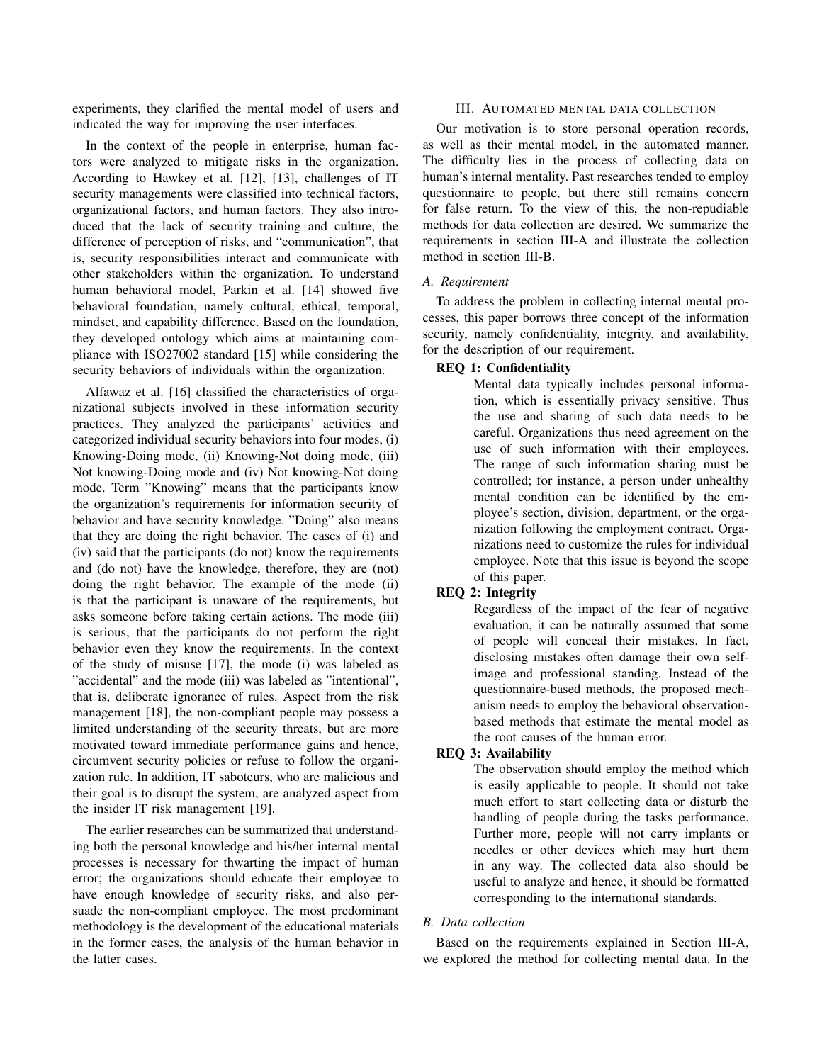experiments, they clarified the mental model of users and indicated the way for improving the user interfaces.

In the context of the people in enterprise, human factors were analyzed to mitigate risks in the organization. According to Hawkey et al. [12], [13], challenges of IT security managements were classified into technical factors, organizational factors, and human factors. They also introduced that the lack of security training and culture, the difference of perception of risks, and "communication", that is, security responsibilities interact and communicate with other stakeholders within the organization. To understand human behavioral model, Parkin et al. [14] showed five behavioral foundation, namely cultural, ethical, temporal, mindset, and capability difference. Based on the foundation, they developed ontology which aims at maintaining compliance with ISO27002 standard [15] while considering the security behaviors of individuals within the organization.

Alfawaz et al. [16] classified the characteristics of organizational subjects involved in these information security practices. They analyzed the participants' activities and categorized individual security behaviors into four modes, (i) Knowing-Doing mode, (ii) Knowing-Not doing mode, (iii) Not knowing-Doing mode and (iv) Not knowing-Not doing mode. Term "Knowing" means that the participants know the organization's requirements for information security of behavior and have security knowledge. "Doing" also means that they are doing the right behavior. The cases of (i) and (iv) said that the participants (do not) know the requirements and (do not) have the knowledge, therefore, they are (not) doing the right behavior. The example of the mode (ii) is that the participant is unaware of the requirements, but asks someone before taking certain actions. The mode (iii) is serious, that the participants do not perform the right behavior even they know the requirements. In the context of the study of misuse [17], the mode (i) was labeled as "accidental" and the mode (iii) was labeled as "intentional", that is, deliberate ignorance of rules. Aspect from the risk management [18], the non-compliant people may possess a limited understanding of the security threats, but are more motivated toward immediate performance gains and hence, circumvent security policies or refuse to follow the organization rule. In addition, IT saboteurs, who are malicious and their goal is to disrupt the system, are analyzed aspect from the insider IT risk management [19].

The earlier researches can be summarized that understanding both the personal knowledge and his/her internal mental processes is necessary for thwarting the impact of human error; the organizations should educate their employee to have enough knowledge of security risks, and also persuade the non-compliant employee. The most predominant methodology is the development of the educational materials in the former cases, the analysis of the human behavior in the latter cases.

## III. Automated mental data collection

Our motivation is to store personal operation records, as well as their mental model, in the automated manner. The difficulty lies in the process of collecting data on human's internal mentality. Past researches tended to employ questionnaire to people, but there still remains concern for false return. To the view of this, the non-repudiable methods for data collection are desired. We summarize the requirements in section III-A and illustrate the collection method in section III-B.

### A. Requirement

To address the problem in collecting internal mental processes, this paper borrows three concept of the information security, namely confidentiality, integrity, and availability, for the description of our requirement.

**REQ 1: Confidentiality**

Mental data typically includes personal information, which is essentially privacy sensitive. Thus the use and sharing of such data needs to be careful. Organizations thus need agreement on the use of such information with their employees. The range of such information sharing must be controlled; for instance, a person under unhealthy mental condition can be identified by the employee's section, division, department, or the organization following the employment contract. Organizations need to customize the rules for individual employee. Note that this issue is beyond the scope of this paper.

**REQ 2: Integrity**

Regardless of the impact of the fear of negative evaluation, it can be naturally assumed that some of people will conceal their mistakes. In fact, disclosing mistakes often damage their own self-image and professional standing. Instead of the questionnaire-based methods, the proposed mechanism needs to employ the behavioral observation-based methods that estimate the mental model as the root causes of the human error.

**REQ 3: Availability**

The observation should employ the method which is easily applicable to people. It should not take much effort to start collecting data or disturb the handling of people during the tasks performance. Further more, people will not carry implants or needles or other devices which may hurt them in any way. The collected data also should be useful to analyze and hence, it should be formatted corresponding to the international standards.

### B. Data collection

Based on the requirements explained in Section III-A, we explored the method for collecting mental data. In the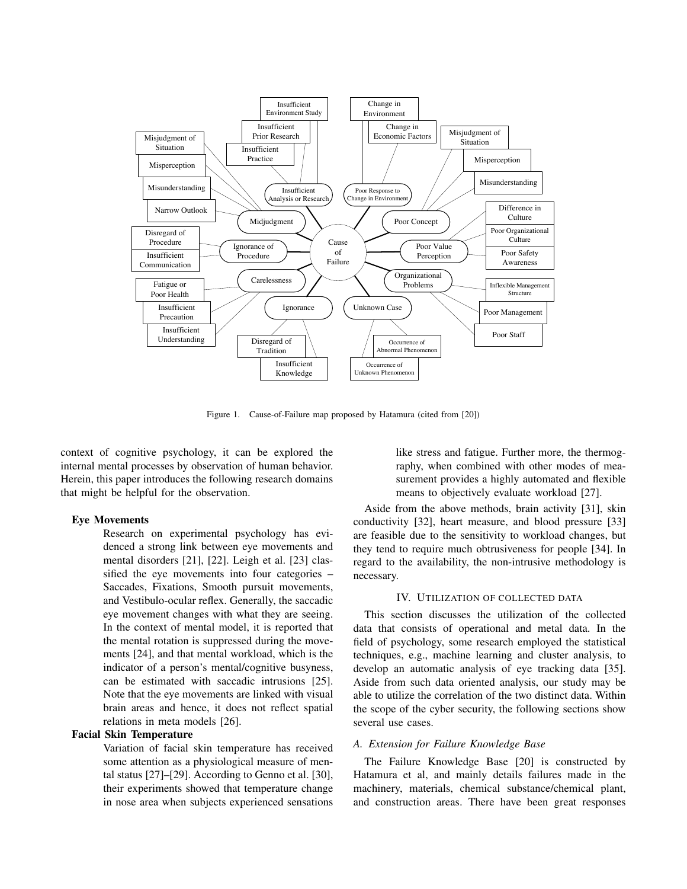Figure 1. Cause-of-Failure map proposed by Hatamura (cited from [20])

context of cognitive psychology, it can be explored the internal mental processes by observation of human behavior. Herein, this paper introduces the following research domains that might be helpful for the observation.

**Eye Movements**

Research on experimental psychology has evidenced a strong link between eye movements and mental disorders [21], [22]. Leigh et al. [23] classified the eye movements into four categories – Saccades, Fixations, Smooth pursuit movements, and Vestibulo-ocular reflex. Generally, the saccadic eye movement changes with what they are seeing. In the context of mental model, it is reported that the mental rotation is suppressed during the movements [24], and that mental workload, which is the indicator of a person's mental/cognitive busyness, can be estimated with saccadic intrusions [25]. Note that the eye movements are linked with visual brain areas and hence, it does not reflect spatial relations in meta models [26].

**Facial Skin Temperature**

Variation of facial skin temperature has received some attention as a physiological measure of mental status [27]–[29]. According to Genno et al. [30], their experiments showed that temperature change in nose area when subjects experienced sensations like stress and fatigue. Further more, the thermography, when combined with other modes of measurement provides a highly automated and flexible means to objectively evaluate workload [27].

Aside from the above methods, brain activity [31], skin conductivity [32], heart measure, and blood pressure [33] are feasible due to the sensitivity to workload changes, but they tend to require much obtrusiveness for people [34]. In regard to the availability, the non-intrusive methodology is necessary.

## IV. Utilization of Collected Data

This section discusses the utilization of the collected data that consists of operational and metal data. In the field of psychology, some research employed the statistical techniques, e.g., machine learning and cluster analysis, to develop an automatic analysis of eye tracking data [35]. Aside from such data oriented analysis, our study may be able to utilize the correlation of the two distinct data. Within the scope of the cyber security, the following sections show several use cases.

### A. Extension for Failure Knowledge Base

The Failure Knowledge Base [20] is constructed by Hatamura et al, and mainly details failures made in the machinery, materials, chemical substance/chemical plant, and construction areas. There have been great responses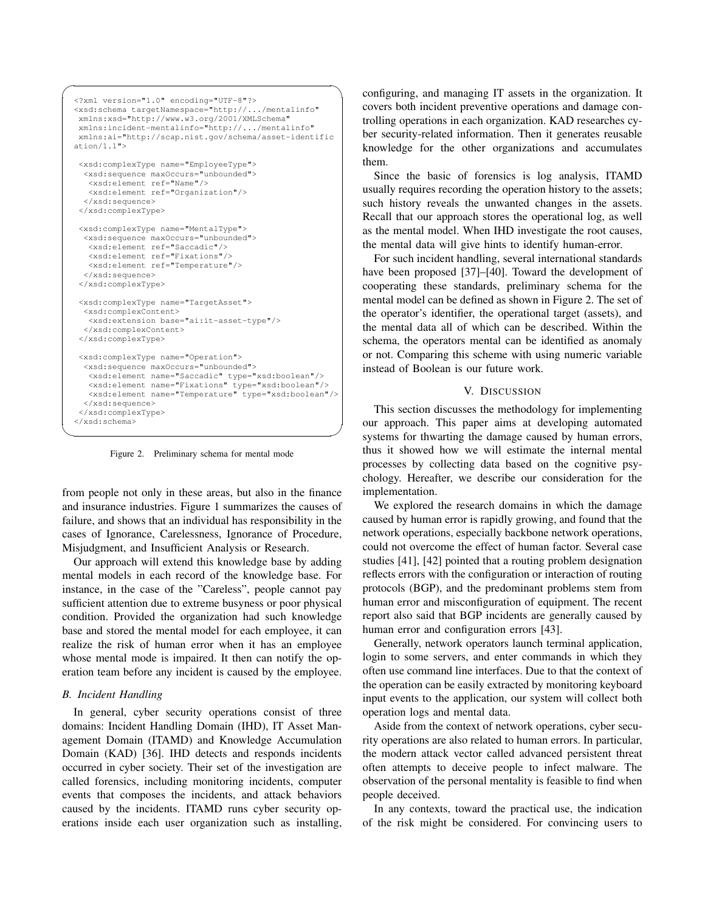```xml
<?xml version="1.0" encoding="UTF-8"?>
<xsd:schema targetNamespace="http://.../mentalinfo"
 xmlns:xsd="http://www.w3.org/2001/XMLSchema"
 xmlns:incident-mentalinfo="http://.../mentalinfo"
 xmlns:ai="http://scap.nist.gov/schema/asset-identific
ation/1.1">

 <xsd:complexType name="EmployeeType">
  <xsd:sequence maxOccurs="unbounded">
   <xsd:element ref="Name"/>
   <xsd:element ref="Organization"/>
  </xsd:sequence>
 </xsd:complexType>

 <xsd:complexType name="MentalType">
  <xsd:sequence maxOccurs="unbounded">
   <xsd:element ref="Saccadic"/>
   <xsd:element ref="Fixations"/>
   <xsd:element ref="Temperature"/>
  </xsd:sequence>
 </xsd:complexType>

 <xsd:complexType name="TargetAsset">
  <xsd:complexContent>
   <xsd:extension base="ai:it-asset-type"/>
  </xsd:complexContent>
 </xsd:complexType>

 <xsd:complexType name="Operation">
  <xsd:sequence maxOccurs="unbounded">
   <xsd:element name="Saccadic" type="xsd:boolean"/>
   <xsd:element name="Fixations" type="xsd:boolean"/>
   <xsd:element name="Temperature" type="xsd:boolean"/>
  </xsd:sequence>
 </xsd:complexType>
</xsd:schema>
```

Figure 2. Preliminary schema for mental mode

from people not only in these areas, but also in the finance and insurance industries. Figure 1 summarizes the causes of failure, and shows that an individual has responsibility in the cases of Ignorance, Carelessness, Ignorance of Procedure, Misjudgment, and Insufficient Analysis or Research.

Our approach will extend this knowledge base by adding mental models in each record of the knowledge base. For instance, in the case of the "Careless", people cannot pay sufficient attention due to extreme busyness or poor physical condition. Provided the organization had such knowledge base and stored the mental model for each employee, it can realize the risk of human error when it has an employee whose mental mode is impaired. It then can notify the operation team before any incident is caused by the employee.

### B. Incident Handling

In general, cyber security operations consist of three domains: Incident Handling Domain (IHD), IT Asset Management Domain (ITAMD) and Knowledge Accumulation Domain (KAD) [36]. IHD detects and responds incidents occurred in cyber society. Their set of the investigation are called forensics, including monitoring incidents, computer events that composes the incidents, and attack behaviors caused by the incidents. ITAMD runs cyber security operations inside each user organization such as installing, configuring, and managing IT assets in the organization. It covers both incident preventive operations and damage controlling operations in each organization. KAD researches cyber security-related information. Then it generates reusable knowledge for the other organizations and accumulates them.

Since the basic of forensics is log analysis, ITAMD usually requires recording the operation history to the assets; such history reveals the unwanted changes in the assets. Recall that our approach stores the operational log, as well as the mental model. When IHD investigate the root causes, the mental data will give hints to identify human-error.

For such incident handling, several international standards have been proposed [37]–[40]. Toward the development of cooperating these standards, preliminary schema for the mental model can be defined as shown in Figure 2. The set of the operator's identifier, the operational target (assets), and the mental data all of which can be described. Within the schema, the operators mental can be identified as anomaly or not. Comparing this scheme with using numeric variable instead of Boolean is our future work.

## V. Discussion

This section discusses the methodology for implementing our approach. This paper aims at developing automated systems for thwarting the damage caused by human errors, thus it showed how we will estimate the internal mental processes by collecting data based on the cognitive psychology. Hereafter, we describe our consideration for the implementation.

We explored the research domains in which the damage caused by human error is rapidly growing, and found that the network operations, especially backbone network operations, could not overcome the effect of human factor. Several case studies [41], [42] pointed that a routing problem designation reflects errors with the configuration or interaction of routing protocols (BGP), and the predominant problems stem from human error and misconfiguration of equipment. The recent report also said that BGP incidents are generally caused by human error and configuration errors [43].

Generally, network operators launch terminal application, login to some servers, and enter commands in which they often use command line interfaces. Due to that the context of the operation can be easily extracted by monitoring keyboard input events to the application, our system will collect both operation logs and mental data.

Aside from the context of network operations, cyber security operations are also related to human errors. In particular, the modern attack vector called advanced persistent threat often attempts to deceive people to infect malware. The observation of the personal mentality is feasible to find when people deceived.

In any contexts, toward the practical use, the indication of the risk might be considered. For convincing users to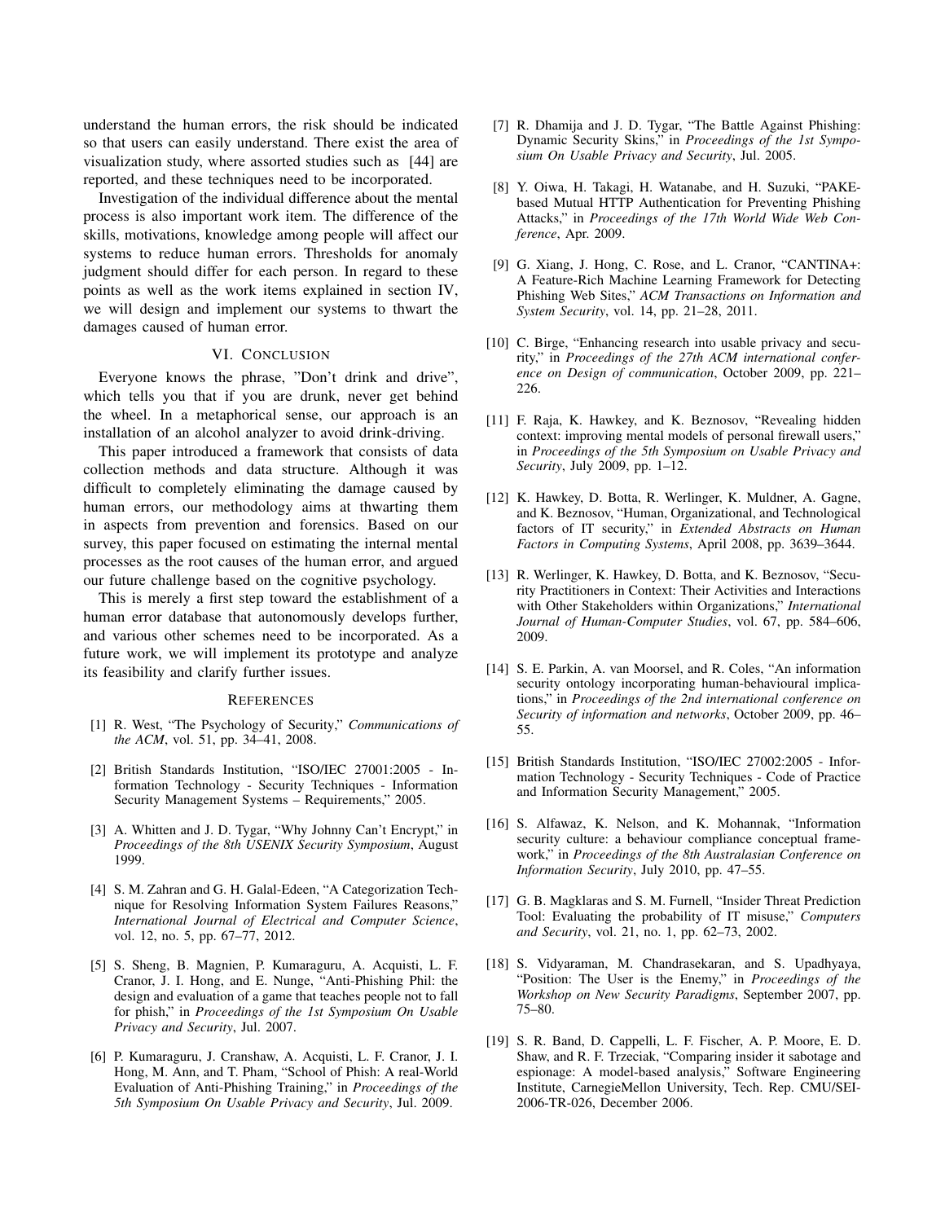understand the human errors, the risk should be indicated so that users can easily understand. There exist the area of visualization study, where assorted studies such as [44] are reported, and these techniques need to be incorporated.

Investigation of the individual difference about the mental process is also important work item. The difference of the skills, motivations, knowledge among people will affect our systems to reduce human errors. Thresholds for anomaly judgment should differ for each person. In regard to these points as well as the work items explained in section IV, we will design and implement our systems to thwart the damages caused of human error.

## VI. Conclusion

Everyone knows the phrase, "Don't drink and drive", which tells you that if you are drunk, never get behind the wheel. In a metaphorical sense, our approach is an installation of an alcohol analyzer to avoid drink-driving.

This paper introduced a framework that consists of data collection methods and data structure. Although it was difficult to completely eliminating the damage caused by human errors, our methodology aims at thwarting them in aspects from prevention and forensics. Based on our survey, this paper focused on estimating the internal mental processes as the root causes of the human error, and argued our future challenge based on the cognitive psychology.

This is merely a first step toward the establishment of a human error database that autonomously develops further, and various other schemes need to be incorporated. As a future work, we will implement its prototype and analyze its feasibility and clarify further issues.

## References

[1] R. West, "The Psychology of Security," *Communications of the ACM*, vol. 51, pp. 34–41, 2008.

[2] British Standards Institution, "ISO/IEC 27001:2005 - Information Technology - Security Techniques - Information Security Management Systems – Requirements," 2005.

[3] A. Whitten and J. D. Tygar, "Why Johnny Can't Encrypt," in *Proceedings of the 8th USENIX Security Symposium*, August 1999.

[4] S. M. Zahran and G. H. Galal-Edeen, "A Categorization Technique for Resolving Information System Failures Reasons," *International Journal of Electrical and Computer Science*, vol. 12, no. 5, pp. 67–77, 2012.

[5] S. Sheng, B. Magnien, P. Kumaraguru, A. Acquisti, L. F. Cranor, J. I. Hong, and E. Nunge, "Anti-Phishing Phil: the design and evaluation of a game that teaches people not to fall for phish," in *Proceedings of the 1st Symposium On Usable Privacy and Security*, Jul. 2007.

[6] P. Kumaraguru, J. Cranshaw, A. Acquisti, L. F. Cranor, J. I. Hong, M. Ann, and T. Pham, "School of Phish: A real-World Evaluation of Anti-Phishing Training," in *Proceedings of the 5th Symposium On Usable Privacy and Security*, Jul. 2009.

[7] R. Dhamija and J. D. Tygar, "The Battle Against Phishing: Dynamic Security Skins," in *Proceedings of the 1st Symposium On Usable Privacy and Security*, Jul. 2005.

[8] Y. Oiwa, H. Takagi, H. Watanabe, and H. Suzuki, "PAKE-based Mutual HTTP Authentication for Preventing Phishing Attacks," in *Proceedings of the 17th World Wide Web Conference*, Apr. 2009.

[9] G. Xiang, J. Hong, C. Rose, and L. Cranor, "CANTINA+: A Feature-Rich Machine Learning Framework for Detecting Phishing Web Sites," *ACM Transactions on Information and System Security*, vol. 14, pp. 21–28, 2011.

[10] C. Birge, "Enhancing research into usable privacy and security," in *Proceedings of the 27th ACM international conference on Design of communication*, October 2009, pp. 221–226.

[11] F. Raja, K. Hawkey, and K. Beznosov, "Revealing hidden context: improving mental models of personal firewall users," in *Proceedings of the 5th Symposium on Usable Privacy and Security*, July 2009, pp. 1–12.

[12] K. Hawkey, D. Botta, R. Werlinger, K. Muldner, A. Gagne, and K. Beznosov, "Human, Organizational, and Technological factors of IT security," in *Extended Abstracts on Human Factors in Computing Systems*, April 2008, pp. 3639–3644.

[13] R. Werlinger, K. Hawkey, D. Botta, and K. Beznosov, "Security Practitioners in Context: Their Activities and Interactions with Other Stakeholders within Organizations," *International Journal of Human-Computer Studies*, vol. 67, pp. 584–606, 2009.

[14] S. E. Parkin, A. van Moorsel, and R. Coles, "An information security ontology incorporating human-behavioural implications," in *Proceedings of the 2nd international conference on Security of information and networks*, October 2009, pp. 46–55.

[15] British Standards Institution, "ISO/IEC 27002:2005 - Information Technology - Security Techniques - Code of Practice and Information Security Management," 2005.

[16] S. Alfawaz, K. Nelson, and K. Mohannak, "Information security culture: a behaviour compliance conceptual framework," in *Proceedings of the 8th Australasian Conference on Information Security*, July 2010, pp. 47–55.

[17] G. B. Magklaras and S. M. Furnell, "Insider Threat Prediction Tool: Evaluating the probability of IT misuse," *Computers and Security*, vol. 21, no. 1, pp. 62–73, 2002.

[18] S. Vidyaraman, M. Chandrasekaran, and S. Upadhyaya, "Position: The User is the Enemy," in *Proceedings of the Workshop on New Security Paradigms*, September 2007, pp. 75–80.

[19] S. R. Band, D. Cappelli, L. F. Fischer, A. P. Moore, E. D. Shaw, and R. F. Trzeciak, "Comparing insider it sabotage and espionage: A model-based analysis," Software Engineering Institute, CarnegieMellon University, Tech. Rep. CMU/SEI-2006-TR-026, December 2006.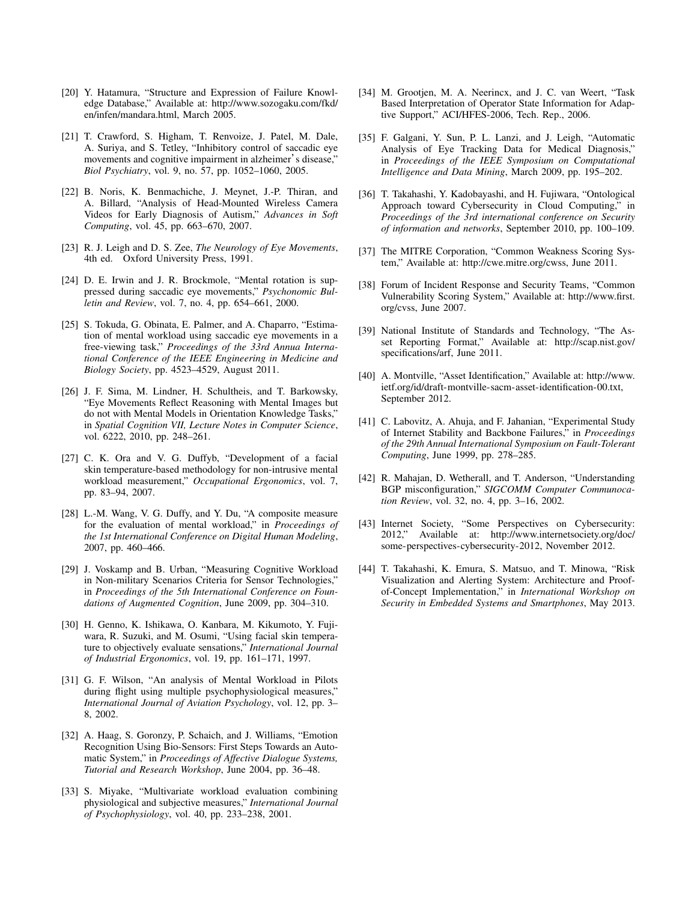[20] Y. Hatamura, "Structure and Expression of Failure Knowledge Database," Available at: http://www.sozogaku.com/fkd/en/infen/mandara.html, March 2005.

[21] T. Crawford, S. Higham, T. Renvoize, J. Patel, M. Dale, A. Suriya, and S. Tetley, "Inhibitory control of saccadic eye movements and cognitive impairment in alzheimer's disease," *Biol Psychiatry*, vol. 9, no. 57, pp. 1052–1060, 2005.

[22] B. Noris, K. Benmachiche, J. Meynet, J.-P. Thiran, and A. Billard, "Analysis of Head-Mounted Wireless Camera Videos for Early Diagnosis of Autism," *Advances in Soft Computing*, vol. 45, pp. 663–670, 2007.

[23] R. J. Leigh and D. S. Zee, *The Neurology of Eye Movements*, 4th ed. Oxford University Press, 1991.

[24] D. E. Irwin and J. R. Brockmole, "Mental rotation is suppressed during saccadic eye movements," *Psychonomic Bulletin and Review*, vol. 7, no. 4, pp. 654–661, 2000.

[25] S. Tokuda, G. Obinata, E. Palmer, and A. Chaparro, "Estimation of mental workload using saccadic eye movements in a free-viewing task," *Proceedings of the 33rd Annua International Conference of the IEEE Engineering in Medicine and Biology Society*, pp. 4523–4529, August 2011.

[26] J. F. Sima, M. Lindner, H. Schultheis, and T. Barkowsky, "Eye Movements Reflect Reasoning with Mental Images but do not with Mental Models in Orientation Knowledge Tasks," in *Spatial Cognition VII, Lecture Notes in Computer Science*, vol. 6222, 2010, pp. 248–261.

[27] C. K. Ora and V. G. Duffyb, "Development of a facial skin temperature-based methodology for non-intrusive mental workload measurement," *Occupational Ergonomics*, vol. 7, pp. 83–94, 2007.

[28] L.-M. Wang, V. G. Duffy, and Y. Du, "A composite measure for the evaluation of mental workload," in *Proceedings of the 1st International Conference on Digital Human Modeling*, 2007, pp. 460–466.

[29] J. Voskamp and B. Urban, "Measuring Cognitive Workload in Non-military Scenarios Criteria for Sensor Technologies," in *Proceedings of the 5th International Conference on Foundations of Augmented Cognition*, June 2009, pp. 304–310.

[30] H. Genno, K. Ishikawa, O. Kanbara, M. Kikumoto, Y. Fujiwara, R. Suzuki, and M. Osumi, "Using facial skin temperature to objectively evaluate sensations," *International Journal of Industrial Ergonomics*, vol. 19, pp. 161–171, 1997.

[31] G. F. Wilson, "An analysis of Mental Workload in Pilots during flight using multiple psychophysiological measures," *International Journal of Aviation Psychology*, vol. 12, pp. 3–8, 2002.

[32] A. Haag, S. Goronzy, P. Schaich, and J. Williams, "Emotion Recognition Using Bio-Sensors: First Steps Towards an Automatic System," in *Proceedings of Affective Dialogue Systems, Tutorial and Research Workshop*, June 2004, pp. 36–48.

[33] S. Miyake, "Multivariate workload evaluation combining physiological and subjective measures," *International Journal of Psychophysiology*, vol. 40, pp. 233–238, 2001.

[34] M. Grootjen, M. A. Neerincx, and J. C. van Weert, "Task Based Interpretation of Operator State Information for Adaptive Support," ACI/HFES-2006, Tech. Rep., 2006.

[35] F. Galgani, Y. Sun, P. L. Lanzi, and J. Leigh, "Automatic Analysis of Eye Tracking Data for Medical Diagnosis," in *Proceedings of the IEEE Symposium on Computational Intelligence and Data Mining*, March 2009, pp. 195–202.

[36] T. Takahashi, Y. Kadobayashi, and H. Fujiwara, "Ontological Approach toward Cybersecurity in Cloud Computing," in *Proceedings of the 3rd international conference on Security of information and networks*, September 2010, pp. 100–109.

[37] The MITRE Corporation, "Common Weakness Scoring System," Available at: http://cwe.mitre.org/cwss, June 2011.

[38] Forum of Incident Response and Security Teams, "Common Vulnerability Scoring System," Available at: http://www.first.org/cvss, June 2007.

[39] National Institute of Standards and Technology, "The Asset Reporting Format," Available at: http://scap.nist.gov/specifications/arf, June 2011.

[40] A. Montville, "Asset Identification," Available at: http://www.ietf.org/id/draft-montville-sacm-asset-identification-00.txt, September 2012.

[41] C. Labovitz, A. Ahuja, and F. Jahanian, "Experimental Study of Internet Stability and Backbone Failures," in *Proceedings of the 29th Annual International Symposium on Fault-Tolerant Computing*, June 1999, pp. 278–285.

[42] R. Mahajan, D. Wetherall, and T. Anderson, "Understanding BGP misconfiguration," *SIGCOMM Computer Communocation Review*, vol. 32, no. 4, pp. 3–16, 2002.

[43] Internet Society, "Some Perspectives on Cybersecurity: 2012," Available at: http://www.internetsociety.org/doc/some-perspectives-cybersecurity-2012, November 2012.

[44] T. Takahashi, K. Emura, S. Matsuo, and T. Minowa, "Risk Visualization and Alerting System: Architecture and Proof-of-Concept Implementation," in *International Workshop on Security in Embedded Systems and Smartphones*, May 2013.